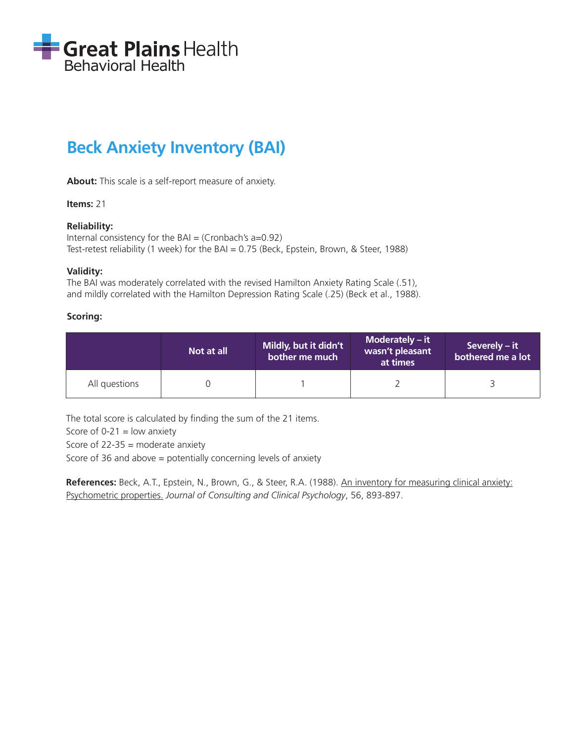Great Plains Health
Behavioral Health

# Beck Anxiety Inventory (BAI)

**About:** This scale is a self-report measure of anxiety.

**Items:** 21

**Reliability:**
Internal consistency for the BAI = (Cronbach's a=0.92)
Test-retest reliability (1 week) for the BAI = 0.75 (Beck, Epstein, Brown, & Steer, 1988)

**Validity:**
The BAI was moderately correlated with the revised Hamilton Anxiety Rating Scale (.51), and mildly correlated with the Hamilton Depression Rating Scale (.25) (Beck et al., 1988).

**Scoring:**

| | Not at all | Mildly, but it didn't bother me much | Moderately – it wasn't pleasant at times | Severely – it bothered me a lot |
|---|---|---|---|---|
| All questions | 0 | 1 | 2 | 3 |

The total score is calculated by finding the sum of the 21 items.
Score of 0-21 = low anxiety
Score of 22-35 = moderate anxiety
Score of 36 and above = potentially concerning levels of anxiety

**References:** Beck, A.T., Epstein, N., Brown, G., & Steer, R.A. (1988). An inventory for measuring clinical anxiety: Psychometric properties. *Journal of Consulting and Clinical Psychology*, 56, 893-897.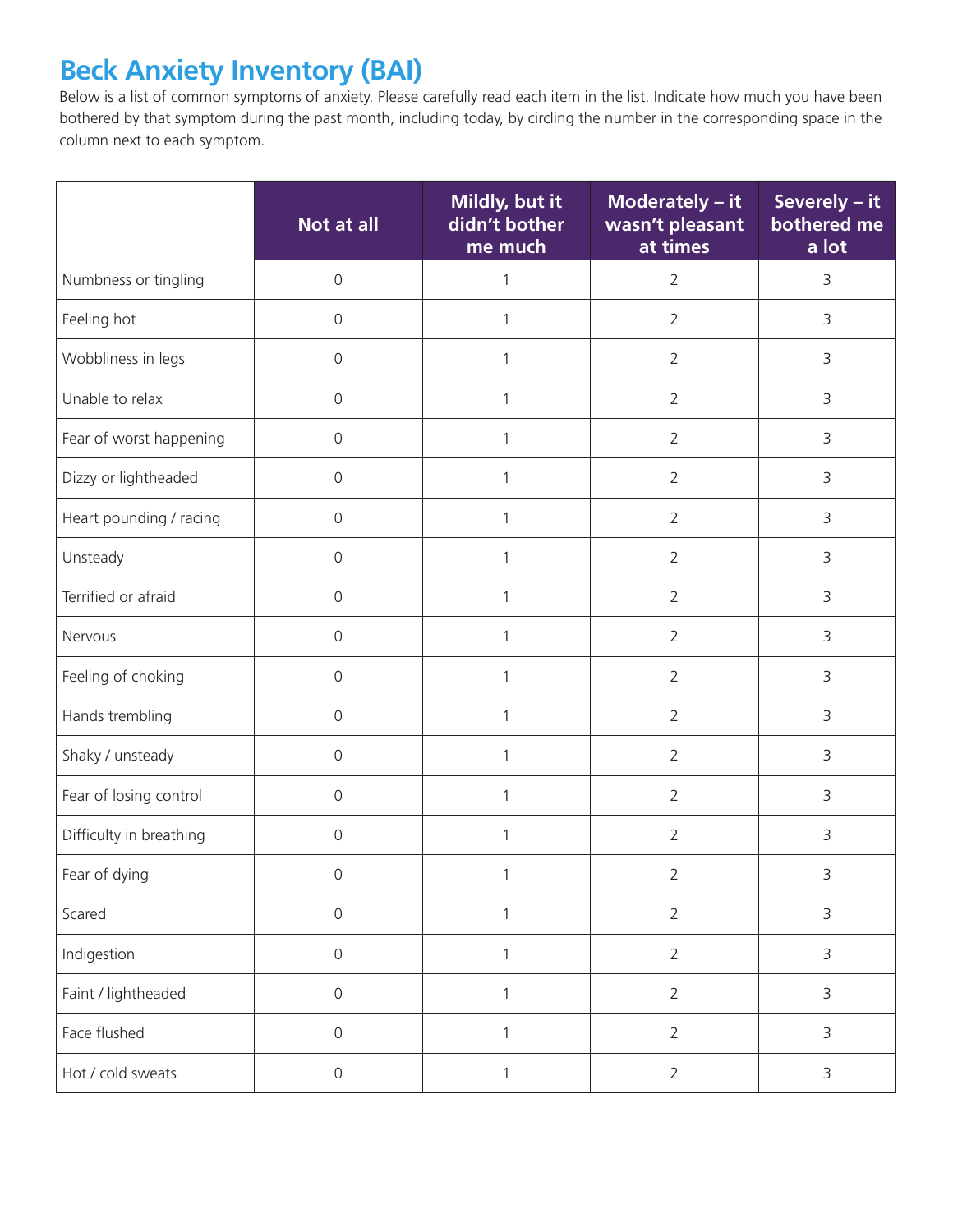# Beck Anxiety Inventory (BAI)

Below is a list of common symptoms of anxiety. Please carefully read each item in the list. Indicate how much you have been bothered by that symptom during the past month, including today, by circling the number in the corresponding space in the column next to each symptom.

| | Not at all | Mildly, but it didn't bother me much | Moderately – it wasn't pleasant at times | Severely – it bothered me a lot |
|---|---|---|---|---|
| Numbness or tingling | 0 | 1 | 2 | 3 |
| Feeling hot | 0 | 1 | 2 | 3 |
| Wobbliness in legs | 0 | 1 | 2 | 3 |
| Unable to relax | 0 | 1 | 2 | 3 |
| Fear of worst happening | 0 | 1 | 2 | 3 |
| Dizzy or lightheaded | 0 | 1 | 2 | 3 |
| Heart pounding / racing | 0 | 1 | 2 | 3 |
| Unsteady | 0 | 1 | 2 | 3 |
| Terrified or afraid | 0 | 1 | 2 | 3 |
| Nervous | 0 | 1 | 2 | 3 |
| Feeling of choking | 0 | 1 | 2 | 3 |
| Hands trembling | 0 | 1 | 2 | 3 |
| Shaky / unsteady | 0 | 1 | 2 | 3 |
| Fear of losing control | 0 | 1 | 2 | 3 |
| Difficulty in breathing | 0 | 1 | 2 | 3 |
| Fear of dying | 0 | 1 | 2 | 3 |
| Scared | 0 | 1 | 2 | 3 |
| Indigestion | 0 | 1 | 2 | 3 |
| Faint / lightheaded | 0 | 1 | 2 | 3 |
| Face flushed | 0 | 1 | 2 | 3 |
| Hot / cold sweats | 0 | 1 | 2 | 3 |